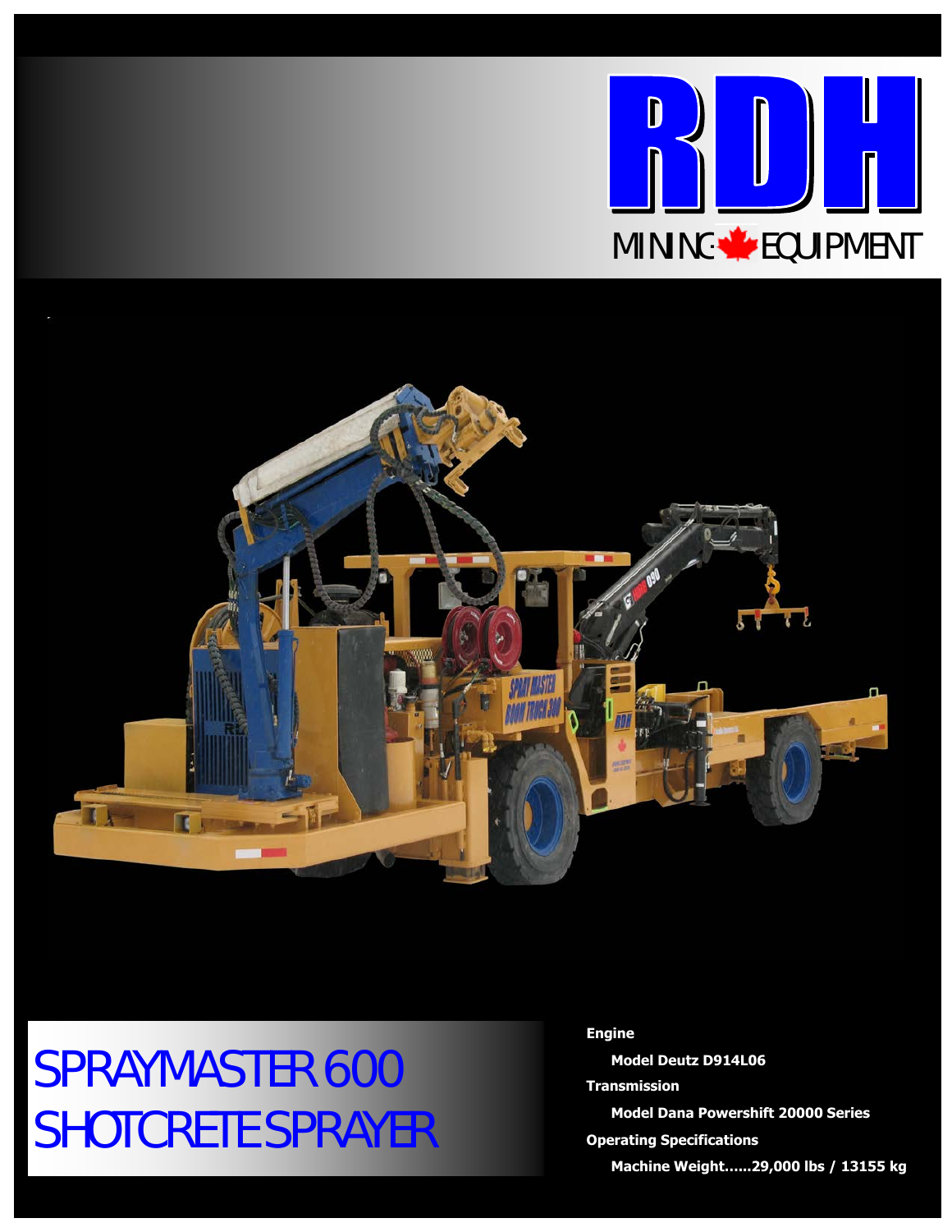# RDH

MINING EQUIPMENT

# SPRAYMASTER 600 SHOTCRETE SPRAYER

**Engine**

**Model Deutz D914L06**

**Transmission**

**Model Dana Powershift 20000 Series**

**Operating Specifications**

**Machine Weight......29,000 lbs / 13155 kg**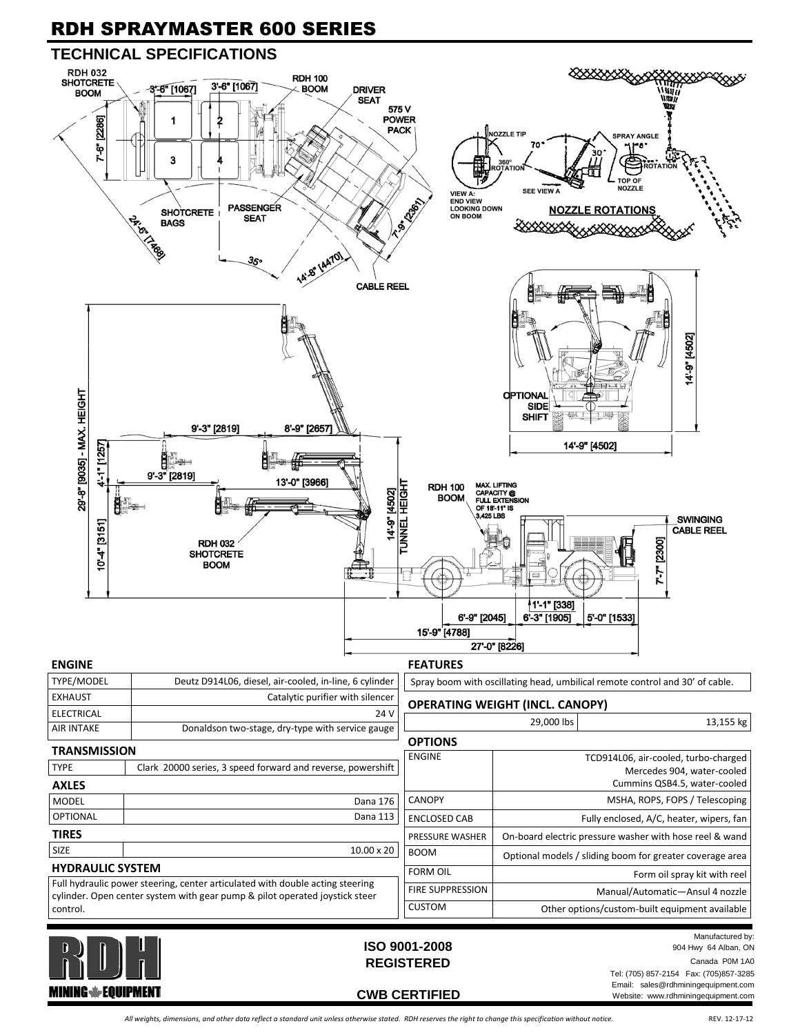# RDH SPRAYMASTER 600 SERIES

## TECHNICAL SPECIFICATIONS

RDH 032 SHOTCRETE BOOM
3'-6" [1067]
3'-6" [1067]
RDH 100 BOOM
DRIVER SEAT
575 V POWER PACK
7'-6" [2286]
1
2
3
4
SHOTCRETE BAGS
PASSENGER SEAT
24'-6" [7468]
35°
14'-8" [4470]
7'-9" [2361]
CABLE REEL

NOZZLE TIP
70°
360° ROTATION
VIEW A: END VIEW LOOKING DOWN ON BOOM
SEE VIEW A
SPRAY ANGLE
8°
30°
ROTATION
TOP OF NOZZLE
NOZZLE ROTATIONS

OPTIONAL SIDE SHIFT
14'-9" [4502]
14'-9" [4502]

29'-8" [9035] - MAX. HEIGHT
4'-1" [1257]
9'-3" [2819]
8'-9" [2657]
9'-3" [2819]
13'-0" [3966]
10'-4" [3151]
RDH 032 SHOTCRETE BOOM
14'-9" [4502] TUNNEL HEIGHT
RDH 100 BOOM
MAX. LIFTING CAPACITY @ FULL EXTENSION OF 18'-11" IS 3,425 LBS
SWINGING CABLE REEL
7'-7" [2300]
1'-1" [338]
6'-9" [2045]
6'-3" [1905]
5'-0" [1533]
15'-9" [4788]
27'-0" [8226]

### ENGINE

| | |
|---|---|
| TYPE/MODEL | Deutz D914L06, diesel, air-cooled, in-line, 6 cylinder |
| EXHAUST | Catalytic purifier with silencer |
| ELECTRICAL | 24 V |
| AIR INTAKE | Donaldson two-stage, dry-type with service gauge |

### TRANSMISSION

| | |
|---|---|
| TYPE | Clark 20000 series, 3 speed forward and reverse, powershift |

### AXLES

| | |
|---|---|
| MODEL | Dana 176 |
| OPTIONAL | Dana 113 |

### TIRES

| | |
|---|---|
| SIZE | 10.00 x 20 |

### HYDRAULIC SYSTEM

Full hydraulic power steering, center articulated with double acting steering cylinder. Open center system with gear pump & pilot operated joystick steer control.

### FEATURES

Spray boom with oscillating head, umbilical remote control and 30' of cable.

### OPERATING WEIGHT (INCL. CANOPY)

| | |
|---|---|
| 29,000 lbs | 13,155 kg |

### OPTIONS

| | |
|---|---|
| ENGINE | TCD914L06, air-cooled, turbo-charged<br>Mercedes 904, water-cooled<br>Cummins QSB4.5, water-cooled |
| CANOPY | MSHA, ROPS, FOPS / Telescoping |
| ENCLOSED CAB | Fully enclosed, A/C, heater, wipers, fan |
| PRESSURE WASHER | On-board electric pressure washer with hose reel & wand |
| BOOM | Optional models / sliding boom for greater coverage area |
| FORM OIL | Form oil spray kit with reel |
| FIRE SUPPRESSION | Manual/Automatic—Ansul 4 nozzle |
| CUSTOM | Other options/custom-built equipment available |

RDH MINING EQUIPMENT

**ISO 9001-2008 REGISTERED**

**CWB CERTIFIED**

Manufactured by:
904 Hwy 64 Alban, ON
Canada P0M 1A0
Tel: (705) 857-2154 Fax: (705)857-3285
Email: sales@rdhminingequipment.com
Website: www.rdhminingequipment.com

*All weights, dimensions, and other data reflect a standard unit unless otherwise stated. RDH reserves the right to change this specification without notice.*

REV. 12-17-12